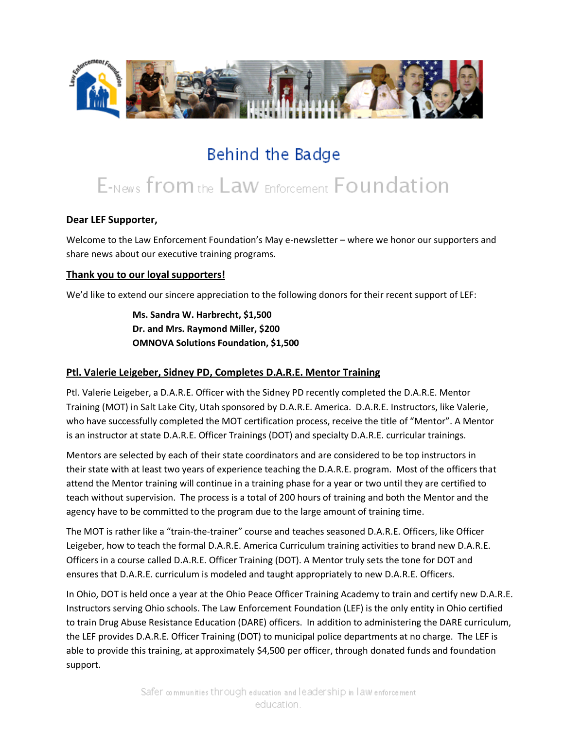# Behind the Badge

## E-News from the Law Enforcement Foundation

**Dear LEF Supporter,**

Welcome to the Law Enforcement Foundation's May e-newsletter – where we honor our supporters and share news about our executive training programs.

### Thank you to our loyal supporters!

We'd like to extend our sincere appreciation to the following donors for their recent support of LEF:

**Ms. Sandra W. Harbrecht, $1,500**
**Dr. and Mrs. Raymond Miller, $200**
**OMNOVA Solutions Foundation, $1,500**

### Ptl. Valerie Leigeber, Sidney PD, Completes D.A.R.E. Mentor Training

Ptl. Valerie Leigeber, a D.A.R.E. Officer with the Sidney PD recently completed the D.A.R.E. Mentor Training (MOT) in Salt Lake City, Utah sponsored by D.A.R.E. America. D.A.R.E. Instructors, like Valerie, who have successfully completed the MOT certification process, receive the title of "Mentor". A Mentor is an instructor at state D.A.R.E. Officer Trainings (DOT) and specialty D.A.R.E. curricular trainings.

Mentors are selected by each of their state coordinators and are considered to be top instructors in their state with at least two years of experience teaching the D.A.R.E. program. Most of the officers that attend the Mentor training will continue in a training phase for a year or two until they are certified to teach without supervision. The process is a total of 200 hours of training and both the Mentor and the agency have to be committed to the program due to the large amount of training time.

The MOT is rather like a "train-the-trainer" course and teaches seasoned D.A.R.E. Officers, like Officer Leigeber, how to teach the formal D.A.R.E. America Curriculum training activities to brand new D.A.R.E. Officers in a course called D.A.R.E. Officer Training (DOT). A Mentor truly sets the tone for DOT and ensures that D.A.R.E. curriculum is modeled and taught appropriately to new D.A.R.E. Officers.

In Ohio, DOT is held once a year at the Ohio Peace Officer Training Academy to train and certify new D.A.R.E. Instructors serving Ohio schools. The Law Enforcement Foundation (LEF) is the only entity in Ohio certified to train Drug Abuse Resistance Education (DARE) officers. In addition to administering the DARE curriculum, the LEF provides D.A.R.E. Officer Training (DOT) to municipal police departments at no charge. The LEF is able to provide this training, at approximately $4,500 per officer, through donated funds and foundation support.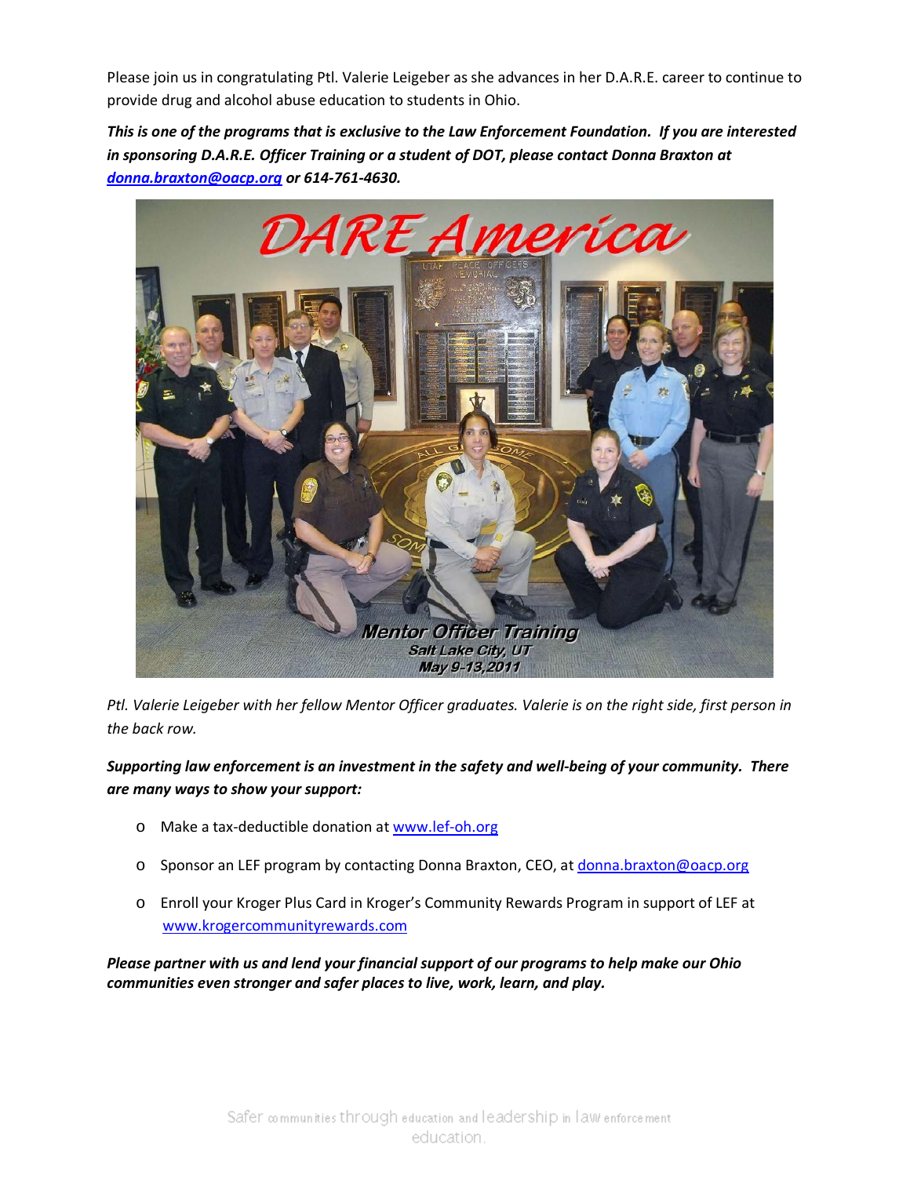Please join us in congratulating Ptl. Valerie Leigeber as she advances in her D.A.R.E. career to continue to provide drug and alcohol abuse education to students in Ohio.

***This is one of the programs that is exclusive to the Law Enforcement Foundation. If you are interested in sponsoring D.A.R.E. Officer Training or a student of DOT, please contact Donna Braxton at [donna.braxton@oacp.org](mailto:donna.braxton@oacp.org) or 614-761-4630.***

*Ptl. Valerie Leigeber with her fellow Mentor Officer graduates. Valerie is on the right side, first person in the back row.*

***Supporting law enforcement is an investment in the safety and well-being of your community. There are many ways to show your support:***

- Make a tax-deductible donation at [www.lef-oh.org](http://www.lef-oh.org)
- Sponsor an LEF program by contacting Donna Braxton, CEO, at [donna.braxton@oacp.org](mailto:donna.braxton@oacp.org)
- Enroll your Kroger Plus Card in Kroger's Community Rewards Program in support of LEF at [www.krogercommunityrewards.com](http://www.krogercommunityrewards.com)

***Please partner with us and lend your financial support of our programs to help make our Ohio communities even stronger and safer places to live, work, learn, and play.***